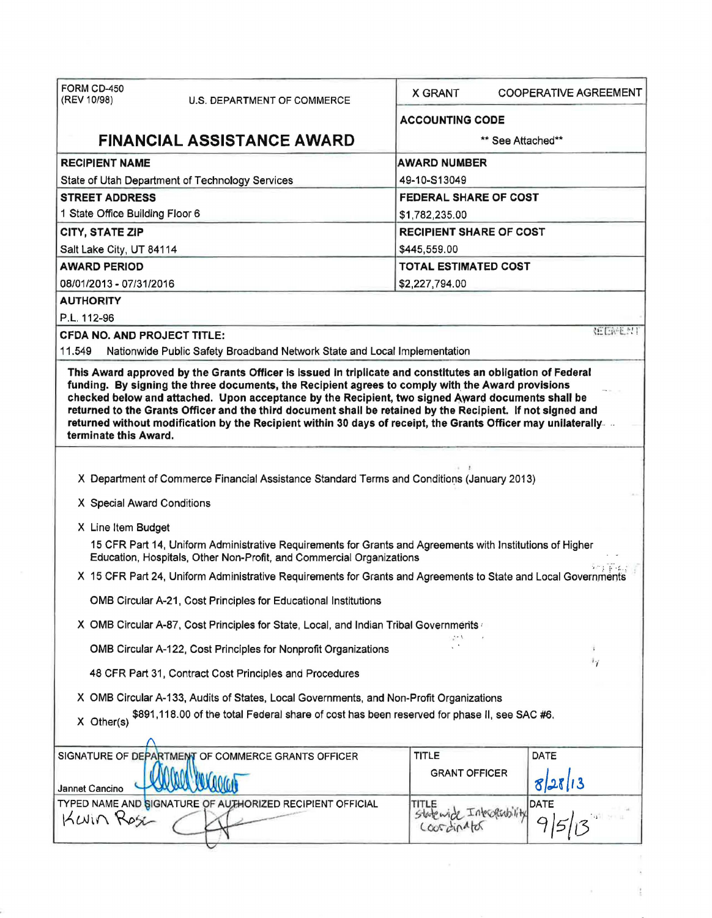| FORM CD-450 (REV 10/98) U.S. DEPARTMENT OF COMMERCE | X GRANT COOPERATIVE AGREEMENT |
|---|---|
| **FINANCIAL ASSISTANCE AWARD** | **ACCOUNTING CODE** ** See Attached** |
| **RECIPIENT NAME** State of Utah Department of Technology Services | **AWARD NUMBER** 49-10-S13049 |
| **STREET ADDRESS** 1 State Office Building Floor 6 | **FEDERAL SHARE OF COST** $1,782,235.00 |
| **CITY, STATE ZIP** Salt Lake City, UT 84114 | **RECIPIENT SHARE OF COST** $445,559.00 |
| **AWARD PERIOD** 08/01/2013 - 07/31/2016 | **TOTAL ESTIMATED COST** $2,227,794.00 |

**AUTHORITY**

P.L. 112-96

**CFDA NO. AND PROJECT TITLE:**

11.549 Nationwide Public Safety Broadband Network State and Local Implementation

**This Award approved by the Grants Officer is issued in triplicate and constitutes an obligation of Federal funding. By signing the three documents, the Recipient agrees to comply with the Award provisions checked below and attached. Upon acceptance by the Recipient, two signed Award documents shall be returned to the Grants Officer and the third document shall be retained by the Recipient. If not signed and returned without modification by the Recipient within 30 days of receipt, the Grants Officer may unilaterally terminate this Award.**

X Department of Commerce Financial Assistance Standard Terms and Conditions (January 2013)

X Special Award Conditions

X Line Item Budget

15 CFR Part 14, Uniform Administrative Requirements for Grants and Agreements with Institutions of Higher Education, Hospitals, Other Non-Profit, and Commercial Organizations

X 15 CFR Part 24, Uniform Administrative Requirements for Grants and Agreements to State and Local Governments

OMB Circular A-21, Cost Principles for Educational Institutions

X OMB Circular A-87, Cost Principles for State, Local, and Indian Tribal Governments

OMB Circular A-122, Cost Principles for Nonprofit Organizations

48 CFR Part 31, Contract Cost Principles and Procedures

X OMB Circular A-133, Audits of States, Local Governments, and Non-Profit Organizations

X Other(s) $891,118.00 of the total Federal share of cost has been reserved for phase II, see SAC #6.

| SIGNATURE OF DEPARTMENT OF COMMERCE GRANTS OFFICER | TITLE | DATE |
|---|---|---|
| Jannet Cancino [signature] | GRANT OFFICER | 8/28/13 |
| **TYPED NAME AND SIGNATURE OF AUTHORIZED RECIPIENT OFFICIAL** | **TITLE** | **DATE** |
| Kevin Rose [signature] | Statewide Interoperability Coordinator | 9/5/13 |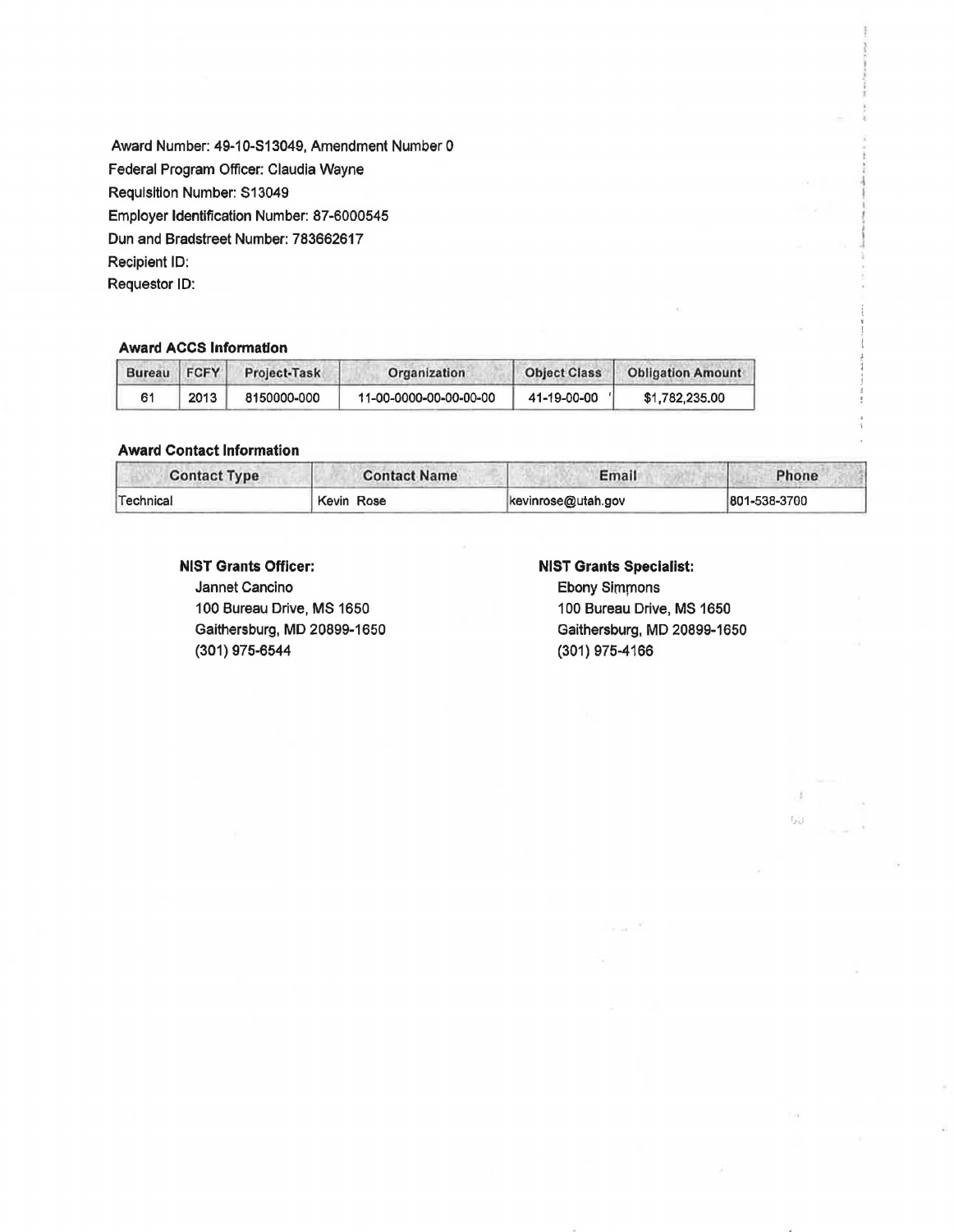Award Number: 49-10-S13049, Amendment Number 0
Federal Program Officer: Claudia Wayne
Requisition Number: S13049
Employer Identification Number: 87-6000545
Dun and Bradstreet Number: 783662617
Recipient ID:
Requestor ID:

**Award ACCS Information**

| Bureau | FCFY | Project-Task | Organization | Object Class | Obligation Amount |
|---|---|---|---|---|---|
| 61 | 2013 | 8150000-000 | 11-00-0000-00-00-00-00 | 41-19-00-00 | $1,782,235.00 |

**Award Contact Information**

| Contact Type | Contact Name | Email | Phone |
|---|---|---|---|
| Technical | Kevin Rose | kevinrose@utah.gov | 801-538-3700 |

**NIST Grants Officer:**
Jannet Cancino
100 Bureau Drive, MS 1650
Gaithersburg, MD 20899-1650
(301) 975-6544

**NIST Grants Specialist:**
Ebony Simmons
100 Bureau Drive, MS 1650
Gaithersburg, MD 20899-1650
(301) 975-4166